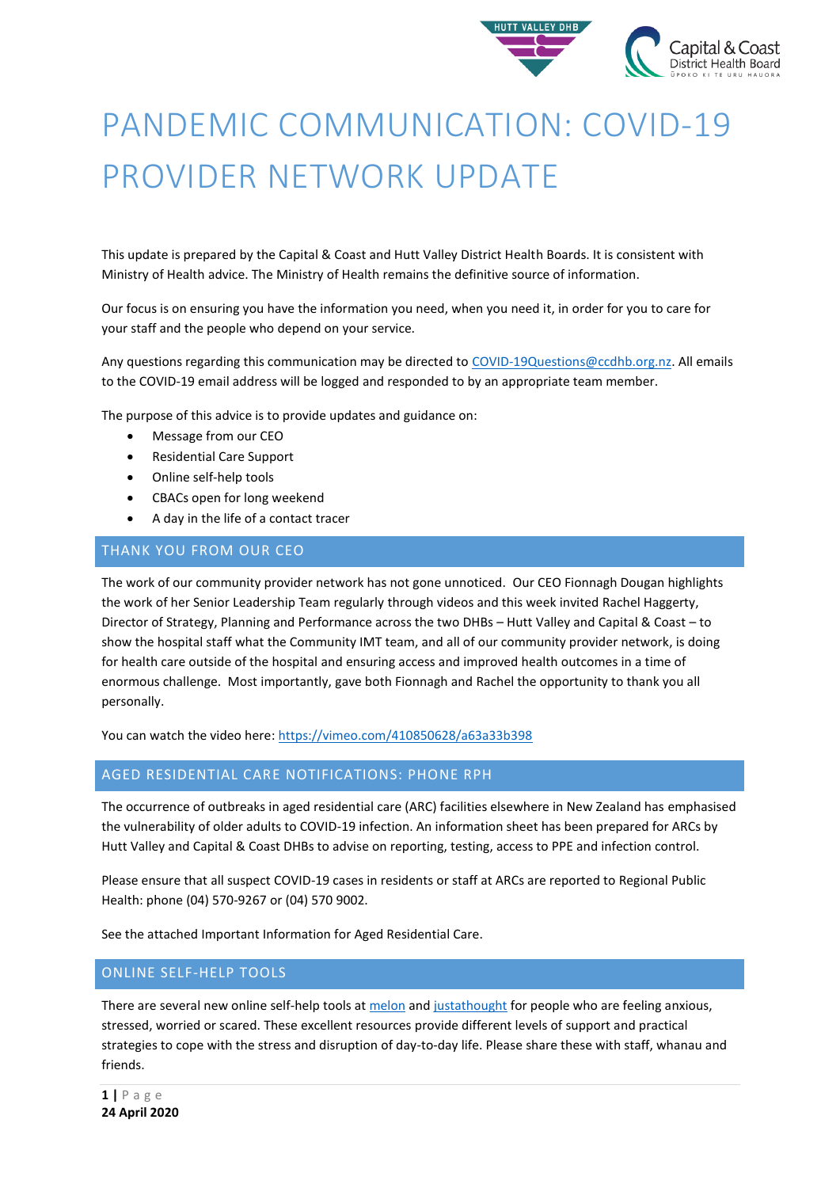# PANDEMIC COMMUNICATION: COVID-19 PROVIDER NETWORK UPDATE

This update is prepared by the Capital & Coast and Hutt Valley District Health Boards. It is consistent with Ministry of Health advice. The Ministry of Health remains the definitive source of information.

Our focus is on ensuring you have the information you need, when you need it, in order for you to care for your staff and the people who depend on your service.

Any questions regarding this communication may be directed to COVID-19Questions@ccdhb.org.nz. All emails to the COVID-19 email address will be logged and responded to by an appropriate team member.

The purpose of this advice is to provide updates and guidance on:

- Message from our CEO
- Residential Care Support
- Online self-help tools
- CBACs open for long weekend
- A day in the life of a contact tracer

## THANK YOU FROM OUR CEO

The work of our community provider network has not gone unnoticed. Our CEO Fionnagh Dougan highlights the work of her Senior Leadership Team regularly through videos and this week invited Rachel Haggerty, Director of Strategy, Planning and Performance across the two DHBs – Hutt Valley and Capital & Coast – to show the hospital staff what the Community IMT team, and all of our community provider network, is doing for health care outside of the hospital and ensuring access and improved health outcomes in a time of enormous challenge. Most importantly, gave both Fionnagh and Rachel the opportunity to thank you all personally.

You can watch the video here: https://vimeo.com/410850628/a63a33b398

## AGED RESIDENTIAL CARE NOTIFICATIONS: PHONE RPH

The occurrence of outbreaks in aged residential care (ARC) facilities elsewhere in New Zealand has emphasised the vulnerability of older adults to COVID-19 infection. An information sheet has been prepared for ARCs by Hutt Valley and Capital & Coast DHBs to advise on reporting, testing, access to PPE and infection control.

Please ensure that all suspect COVID-19 cases in residents or staff at ARCs are reported to Regional Public Health: phone (04) 570-9267 or (04) 570 9002.

See the attached Important Information for Aged Residential Care.

## ONLINE SELF-HELP TOOLS

There are several new online self-help tools at melon and justathought for people who are feeling anxious, stressed, worried or scared. These excellent resources provide different levels of support and practical strategies to cope with the stress and disruption of day-to-day life. Please share these with staff, whanau and friends.

**24 April 2020**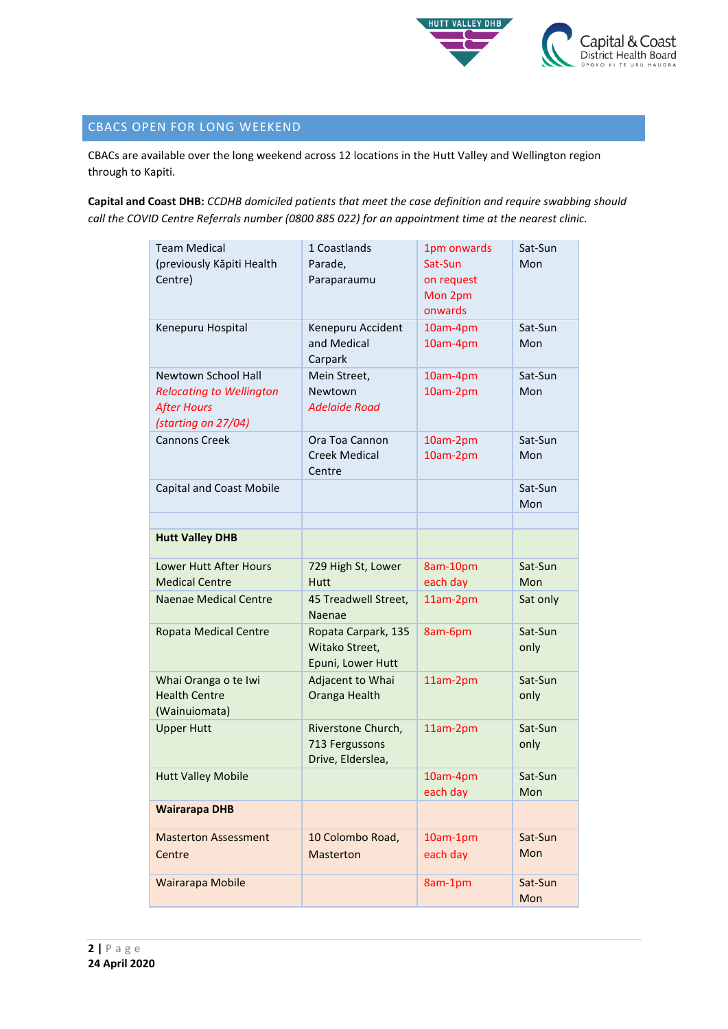## CBACS OPEN FOR LONG WEEKEND

CBACs are available over the long weekend across 12 locations in the Hutt Valley and Wellington region through to Kapiti.

**Capital and Coast DHB:** *CCDHB domiciled patients that meet the case definition and require swabbing should call the COVID Centre Referrals number (0800 885 022) for an appointment time at the nearest clinic.*

| | | | |
|---|---|---|---|
| Team Medical (previously Kāpiti Health Centre) | 1 Coastlands Parade, Paraparaumu | 1pm onwards Sat-Sun on request Mon 2pm onwards | Sat-Sun Mon |
| Kenepuru Hospital | Kenepuru Accident and Medical Carpark | 10am-4pm 10am-4pm | Sat-Sun Mon |
| Newtown School Hall *Relocating to Wellington After Hours (starting on 27/04)* | Mein Street, Newtown *Adelaide Road* | 10am-4pm 10am-2pm | Sat-Sun Mon |
| Cannons Creek | Ora Toa Cannon Creek Medical Centre | 10am-2pm 10am-2pm | Sat-Sun Mon |
| Capital and Coast Mobile | | | Sat-Sun Mon |
| | | | |
| **Hutt Valley DHB** | | | |
| Lower Hutt After Hours Medical Centre | 729 High St, Lower Hutt | 8am-10pm each day | Sat-Sun Mon |
| Naenae Medical Centre | 45 Treadwell Street, Naenae | 11am-2pm | Sat only |
| Ropata Medical Centre | Ropata Carpark, 135 Witako Street, Epuni, Lower Hutt | 8am-6pm | Sat-Sun only |
| Whai Oranga o te Iwi Health Centre (Wainuiomata) | Adjacent to Whai Oranga Health | 11am-2pm | Sat-Sun only |
| Upper Hutt | Riverstone Church, 713 Fergussons Drive, Elderslea, | 11am-2pm | Sat-Sun only |
| Hutt Valley Mobile | | 10am-4pm each day | Sat-Sun Mon |
| **Wairarapa DHB** | | | |
| Masterton Assessment Centre | 10 Colombo Road, Masterton | 10am-1pm each day | Sat-Sun Mon |
| Wairarapa Mobile | | 8am-1pm | Sat-Sun Mon |

24 April 2020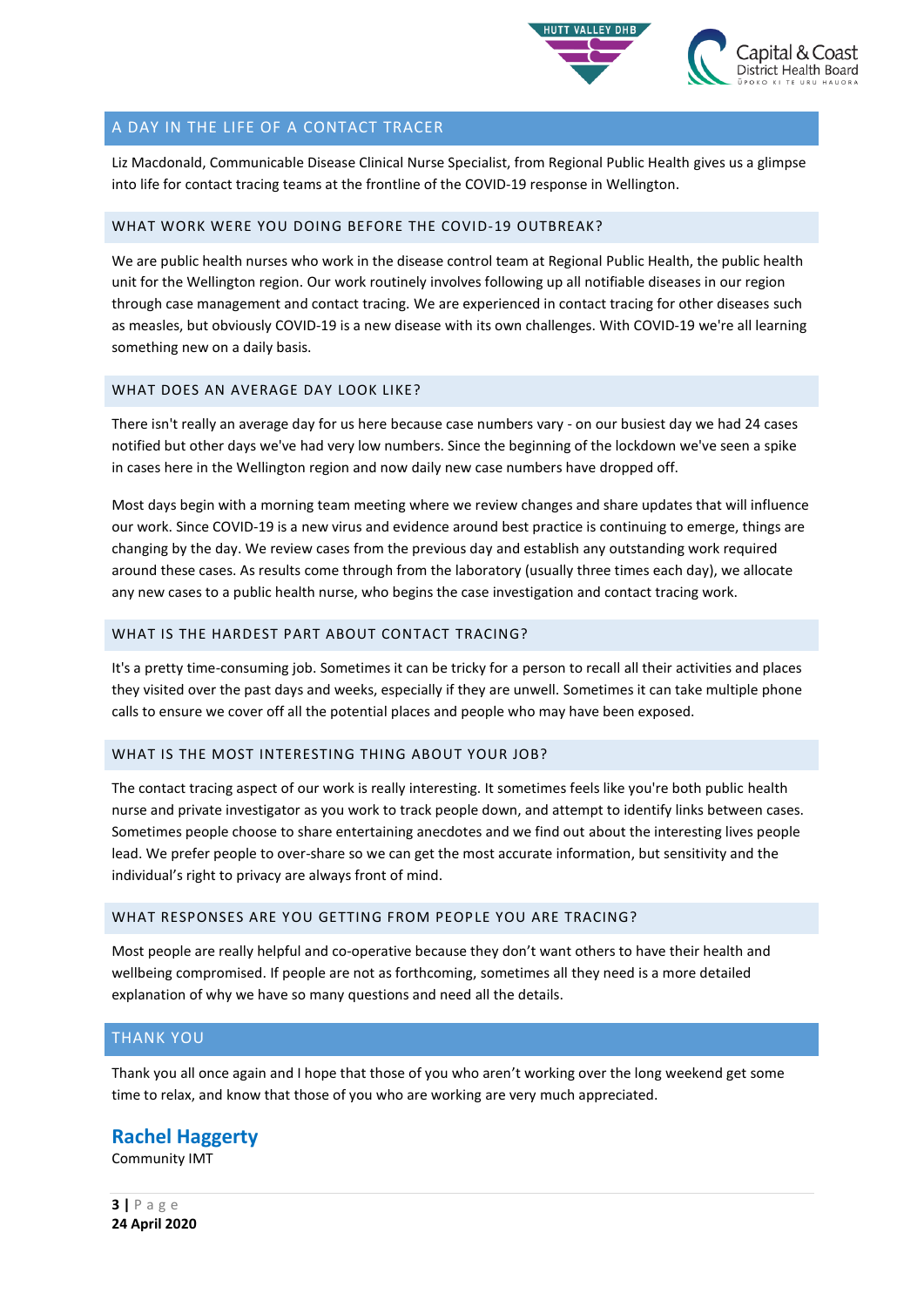## A DAY IN THE LIFE OF A CONTACT TRACER

Liz Macdonald, Communicable Disease Clinical Nurse Specialist, from Regional Public Health gives us a glimpse into life for contact tracing teams at the frontline of the COVID-19 response in Wellington.

### WHAT WORK WERE YOU DOING BEFORE THE COVID-19 OUTBREAK?

We are public health nurses who work in the disease control team at Regional Public Health, the public health unit for the Wellington region. Our work routinely involves following up all notifiable diseases in our region through case management and contact tracing. We are experienced in contact tracing for other diseases such as measles, but obviously COVID-19 is a new disease with its own challenges. With COVID-19 we're all learning something new on a daily basis.

### WHAT DOES AN AVERAGE DAY LOOK LIKE?

There isn't really an average day for us here because case numbers vary - on our busiest day we had 24 cases notified but other days we've had very low numbers. Since the beginning of the lockdown we've seen a spike in cases here in the Wellington region and now daily new case numbers have dropped off.

Most days begin with a morning team meeting where we review changes and share updates that will influence our work. Since COVID-19 is a new virus and evidence around best practice is continuing to emerge, things are changing by the day. We review cases from the previous day and establish any outstanding work required around these cases. As results come through from the laboratory (usually three times each day), we allocate any new cases to a public health nurse, who begins the case investigation and contact tracing work.

### WHAT IS THE HARDEST PART ABOUT CONTACT TRACING?

It's a pretty time-consuming job. Sometimes it can be tricky for a person to recall all their activities and places they visited over the past days and weeks, especially if they are unwell. Sometimes it can take multiple phone calls to ensure we cover off all the potential places and people who may have been exposed.

### WHAT IS THE MOST INTERESTING THING ABOUT YOUR JOB?

The contact tracing aspect of our work is really interesting. It sometimes feels like you're both public health nurse and private investigator as you work to track people down, and attempt to identify links between cases. Sometimes people choose to share entertaining anecdotes and we find out about the interesting lives people lead. We prefer people to over-share so we can get the most accurate information, but sensitivity and the individual's right to privacy are always front of mind.

### WHAT RESPONSES ARE YOU GETTING FROM PEOPLE YOU ARE TRACING?

Most people are really helpful and co-operative because they don't want others to have their health and wellbeing compromised. If people are not as forthcoming, sometimes all they need is a more detailed explanation of why we have so many questions and need all the details.

## THANK YOU

Thank you all once again and I hope that those of you who aren't working over the long weekend get some time to relax, and know that those of you who are working are very much appreciated.

**Rachel Haggerty**
Community IMT